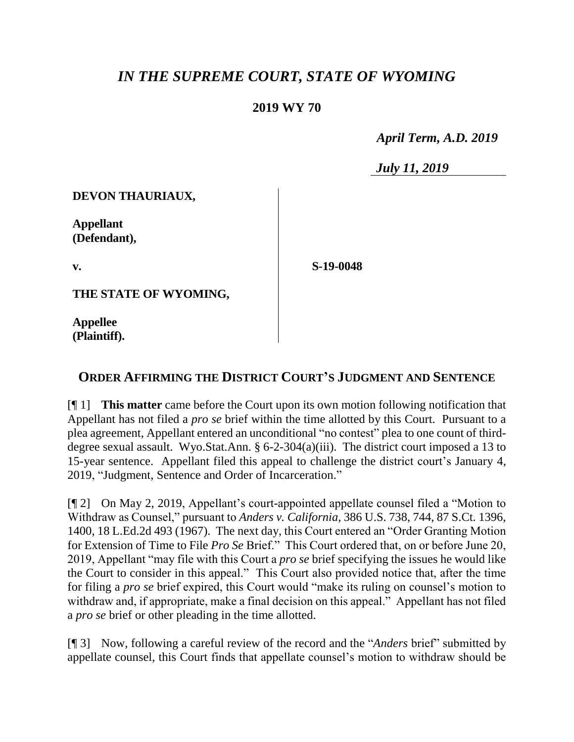# *IN THE SUPREME COURT, STATE OF WYOMING*

## 2019 WY 70

*April Term, A.D. 2019*

*July 11, 2019*

**DEVON THAURIAUX,**

**Appellant (Defendant),**

**v.**

**S-19-0048**

**THE STATE OF WYOMING,**

**Appellee (Plaintiff).**

## ORDER AFFIRMING THE DISTRICT COURT'S JUDGMENT AND SENTENCE

[¶ 1] **This matter** came before the Court upon its own motion following notification that Appellant has not filed a *pro se* brief within the time allotted by this Court. Pursuant to a plea agreement, Appellant entered an unconditional "no contest" plea to one count of third-degree sexual assault. Wyo.Stat.Ann. § 6-2-304(a)(iii). The district court imposed a 13 to 15-year sentence. Appellant filed this appeal to challenge the district court's January 4, 2019, "Judgment, Sentence and Order of Incarceration."

[¶ 2] On May 2, 2019, Appellant's court-appointed appellate counsel filed a "Motion to Withdraw as Counsel," pursuant to *Anders v. California*, 386 U.S. 738, 744, 87 S.Ct. 1396, 1400, 18 L.Ed.2d 493 (1967). The next day, this Court entered an "Order Granting Motion for Extension of Time to File *Pro Se* Brief." This Court ordered that, on or before June 20, 2019, Appellant "may file with this Court a *pro se* brief specifying the issues he would like the Court to consider in this appeal." This Court also provided notice that, after the time for filing a *pro se* brief expired, this Court would "make its ruling on counsel's motion to withdraw and, if appropriate, make a final decision on this appeal." Appellant has not filed a *pro se* brief or other pleading in the time allotted.

[¶ 3] Now, following a careful review of the record and the "*Anders* brief" submitted by appellate counsel, this Court finds that appellate counsel's motion to withdraw should be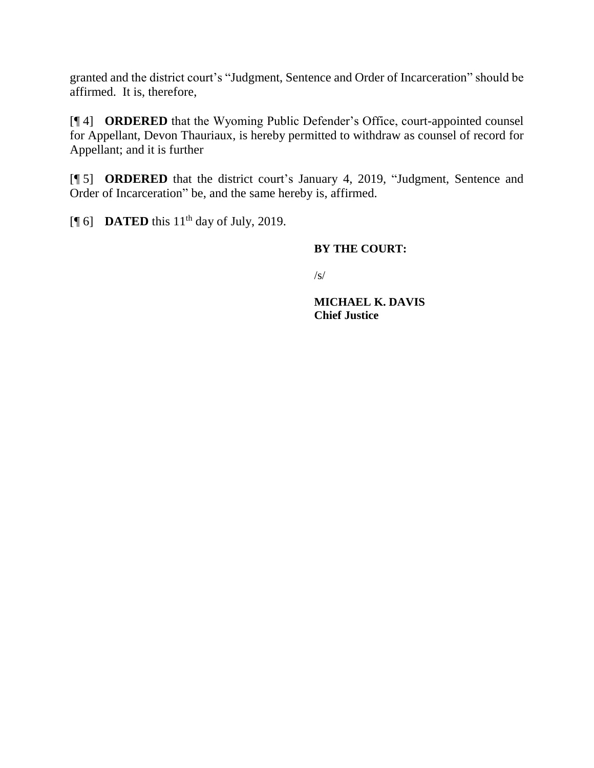granted and the district court's "Judgment, Sentence and Order of Incarceration" should be affirmed. It is, therefore,

[¶ 4] **ORDERED** that the Wyoming Public Defender's Office, court-appointed counsel for Appellant, Devon Thauriaux, is hereby permitted to withdraw as counsel of record for Appellant; and it is further

[¶ 5] **ORDERED** that the district court's January 4, 2019, "Judgment, Sentence and Order of Incarceration" be, and the same hereby is, affirmed.

[¶ 6] **DATED** this 11th day of July, 2019.

**BY THE COURT:**

/s/

**MICHAEL K. DAVIS**
**Chief Justice**